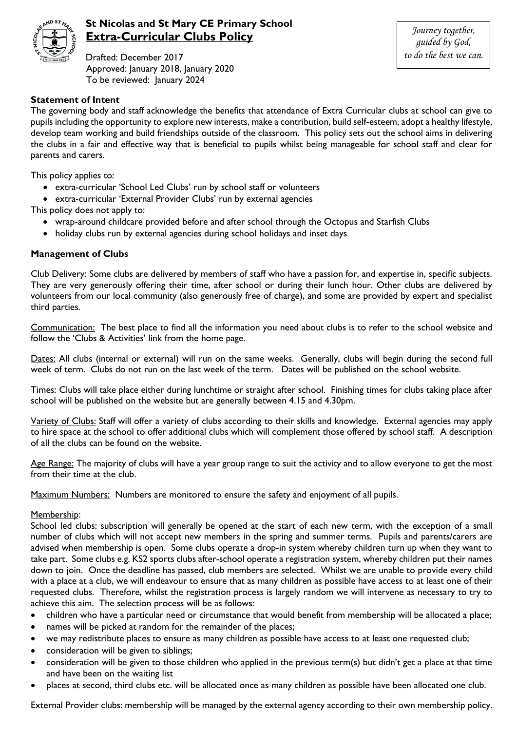# St Nicolas and St Mary CE Primary School

## Extra-Curricular Clubs Policy

Drafted: December 2017
Approved: January 2018, January 2020
To be reviewed: January 2024

*Journey together, guided by God, to do the best we can.*

### Statement of Intent

The governing body and staff acknowledge the benefits that attendance of Extra Curricular clubs at school can give to pupils including the opportunity to explore new interests, make a contribution, build self-esteem, adopt a healthy lifestyle, develop team working and build friendships outside of the classroom. This policy sets out the school aims in delivering the clubs in a fair and effective way that is beneficial to pupils whilst being manageable for school staff and clear for parents and carers.

This policy applies to:

- extra-curricular 'School Led Clubs' run by school staff or volunteers
- extra-curricular 'External Provider Clubs' run by external agencies

This policy does not apply to:

- wrap-around childcare provided before and after school through the Octopus and Starfish Clubs
- holiday clubs run by external agencies during school holidays and inset days

### Management of Clubs

Club Delivery: Some clubs are delivered by members of staff who have a passion for, and expertise in, specific subjects. They are very generously offering their time, after school or during their lunch hour. Other clubs are delivered by volunteers from our local community (also generously free of charge), and some are provided by expert and specialist third parties.

Communication: The best place to find all the information you need about clubs is to refer to the school website and follow the 'Clubs & Activities' link from the home page.

Dates: All clubs (internal or external) will run on the same weeks. Generally, clubs will begin during the second full week of term. Clubs do not run on the last week of the term. Dates will be published on the school website.

Times: Clubs will take place either during lunchtime or straight after school. Finishing times for clubs taking place after school will be published on the website but are generally between 4.15 and 4.30pm.

Variety of Clubs: Staff will offer a variety of clubs according to their skills and knowledge. External agencies may apply to hire space at the school to offer additional clubs which will complement those offered by school staff. A description of all the clubs can be found on the website.

Age Range: The majority of clubs will have a year group range to suit the activity and to allow everyone to get the most from their time at the club.

Maximum Numbers: Numbers are monitored to ensure the safety and enjoyment of all pupils.

Membership:

School led clubs: subscription will generally be opened at the start of each new term, with the exception of a small number of clubs which will not accept new members in the spring and summer terms. Pupils and parents/carers are advised when membership is open. Some clubs operate a drop-in system whereby children turn up when they want to take part. Some clubs e.g. KS2 sports clubs after-school operate a registration system, whereby children put their names down to join. Once the deadline has passed, club members are selected. Whilst we are unable to provide every child with a place at a club, we will endeavour to ensure that as many children as possible have access to at least one of their requested clubs. Therefore, whilst the registration process is largely random we will intervene as necessary to try to achieve this aim. The selection process will be as follows:

- children who have a particular need or circumstance that would benefit from membership will be allocated a place;
- names will be picked at random for the remainder of the places;
- we may redistribute places to ensure as many children as possible have access to at least one requested club;
- consideration will be given to siblings;
- consideration will be given to those children who applied in the previous term(s) but didn't get a place at that time and have been on the waiting list
- places at second, third clubs etc. will be allocated once as many children as possible have been allocated one club.

External Provider clubs: membership will be managed by the external agency according to their own membership policy.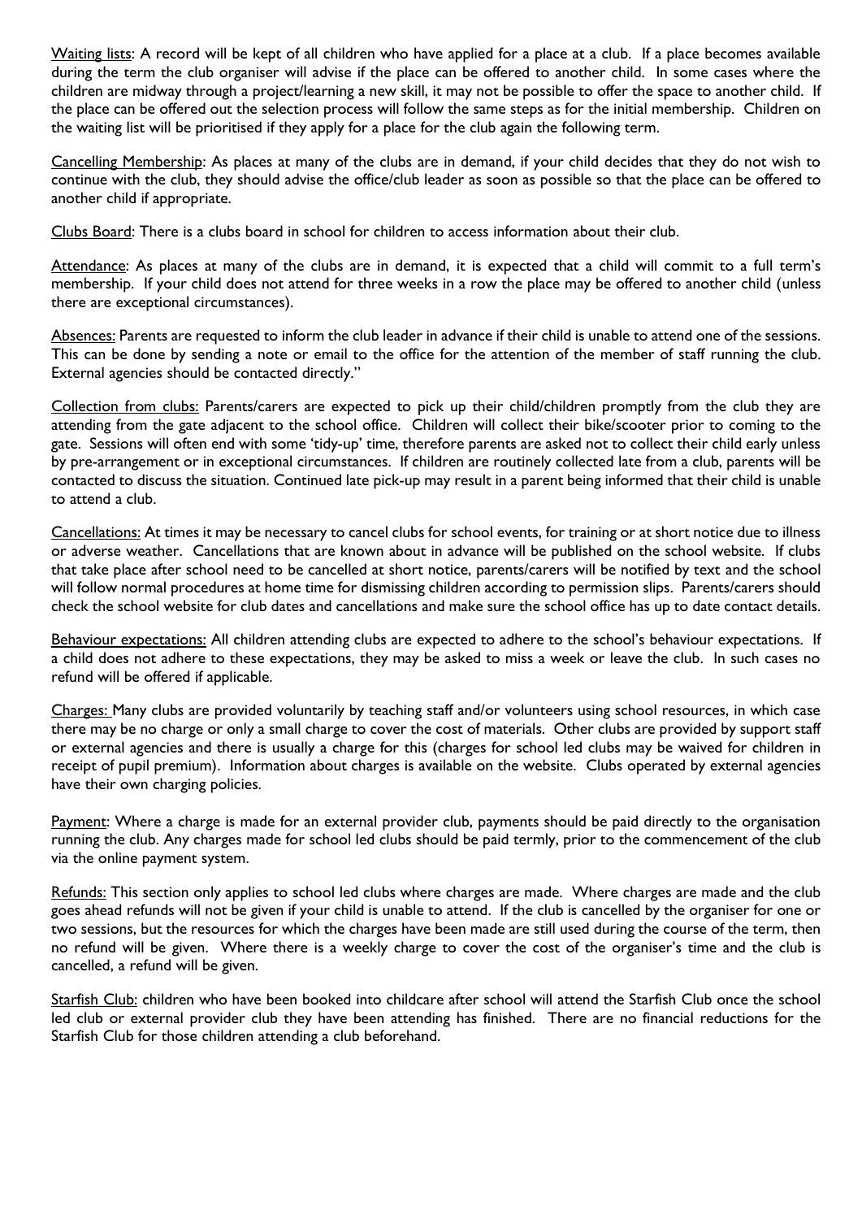Waiting lists: A record will be kept of all children who have applied for a place at a club. If a place becomes available during the term the club organiser will advise if the place can be offered to another child. In some cases where the children are midway through a project/learning a new skill, it may not be possible to offer the space to another child. If the place can be offered out the selection process will follow the same steps as for the initial membership. Children on the waiting list will be prioritised if they apply for a place for the club again the following term.

Cancelling Membership: As places at many of the clubs are in demand, if your child decides that they do not wish to continue with the club, they should advise the office/club leader as soon as possible so that the place can be offered to another child if appropriate.

Clubs Board: There is a clubs board in school for children to access information about their club.

Attendance: As places at many of the clubs are in demand, it is expected that a child will commit to a full term's membership. If your child does not attend for three weeks in a row the place may be offered to another child (unless there are exceptional circumstances).

Absences: Parents are requested to inform the club leader in advance if their child is unable to attend one of the sessions. This can be done by sending a note or email to the office for the attention of the member of staff running the club. External agencies should be contacted directly."

Collection from clubs: Parents/carers are expected to pick up their child/children promptly from the club they are attending from the gate adjacent to the school office. Children will collect their bike/scooter prior to coming to the gate. Sessions will often end with some 'tidy-up' time, therefore parents are asked not to collect their child early unless by pre-arrangement or in exceptional circumstances. If children are routinely collected late from a club, parents will be contacted to discuss the situation. Continued late pick-up may result in a parent being informed that their child is unable to attend a club.

Cancellations: At times it may be necessary to cancel clubs for school events, for training or at short notice due to illness or adverse weather. Cancellations that are known about in advance will be published on the school website. If clubs that take place after school need to be cancelled at short notice, parents/carers will be notified by text and the school will follow normal procedures at home time for dismissing children according to permission slips. Parents/carers should check the school website for club dates and cancellations and make sure the school office has up to date contact details.

Behaviour expectations: All children attending clubs are expected to adhere to the school's behaviour expectations. If a child does not adhere to these expectations, they may be asked to miss a week or leave the club. In such cases no refund will be offered if applicable.

Charges: Many clubs are provided voluntarily by teaching staff and/or volunteers using school resources, in which case there may be no charge or only a small charge to cover the cost of materials. Other clubs are provided by support staff or external agencies and there is usually a charge for this (charges for school led clubs may be waived for children in receipt of pupil premium). Information about charges is available on the website. Clubs operated by external agencies have their own charging policies.

Payment: Where a charge is made for an external provider club, payments should be paid directly to the organisation running the club. Any charges made for school led clubs should be paid termly, prior to the commencement of the club via the online payment system.

Refunds: This section only applies to school led clubs where charges are made. Where charges are made and the club goes ahead refunds will not be given if your child is unable to attend. If the club is cancelled by the organiser for one or two sessions, but the resources for which the charges have been made are still used during the course of the term, then no refund will be given. Where there is a weekly charge to cover the cost of the organiser's time and the club is cancelled, a refund will be given.

Starfish Club: children who have been booked into childcare after school will attend the Starfish Club once the school led club or external provider club they have been attending has finished. There are no financial reductions for the Starfish Club for those children attending a club beforehand.